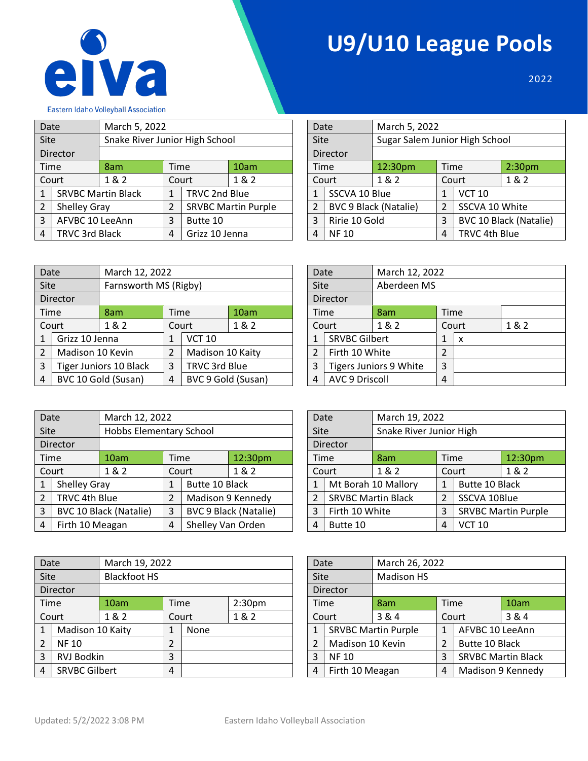eiva

Eastern Idaho Volleyball Association

# U9/U10 League Pools

2022

| Date | March 5, 2022 | | |
|---|---|---|---|
| Site | Snake River Junior High School | | |
| Director | | | |
| Time | 8am | Time | 10am |
| Court | 1 & 2 | Court | 1 & 2 |
| 1 | SRVBC Martin Black | 1 | TRVC 2nd Blue |
| 2 | Shelley Gray | 2 | SRVBC Martin Purple |
| 3 | AFVBC 10 LeeAnn | 3 | Butte 10 |
| 4 | TRVC 3rd Black | 4 | Grizz 10 Jenna |

| Date | March 5, 2022 | | |
|---|---|---|---|
| Site | Sugar Salem Junior High School | | |
| Director | | | |
| Time | 12:30pm | Time | 2:30pm |
| Court | 1 & 2 | Court | 1 & 2 |
| 1 | SSCVA 10 Blue | 1 | VCT 10 |
| 2 | BVC 9 Black (Natalie) | 2 | SSCVA 10 White |
| 3 | Ririe 10 Gold | 3 | BVC 10 Black (Natalie) |
| 4 | NF 10 | 4 | TRVC 4th Blue |

| Date | March 12, 2022 | | |
|---|---|---|---|
| Site | Farnsworth MS (Rigby) | | |
| Director | | | |
| Time | 8am | Time | 10am |
| Court | 1 & 2 | Court | 1 & 2 |
| 1 | Grizz 10 Jenna | 1 | VCT 10 |
| 2 | Madison 10 Kevin | 2 | Madison 10 Kaity |
| 3 | Tiger Juniors 10 Black | 3 | TRVC 3rd Blue |
| 4 | BVC 10 Gold (Susan) | 4 | BVC 9 Gold (Susan) |

| Date | March 12, 2022 | | |
|---|---|---|---|
| Site | Aberdeen MS | | |
| Director | | | |
| Time | 8am | Time | |
| Court | 1 & 2 | Court | 1 & 2 |
| 1 | SRVBC Gilbert | 1 | x |
| 2 | Firth 10 White | 2 | |
| 3 | Tigers Juniors 9 White | 3 | |
| 4 | AVC 9 Driscoll | 4 | |

| Date | March 12, 2022 | | |
|---|---|---|---|
| Site | Hobbs Elementary School | | |
| Director | | | |
| Time | 10am | Time | 12:30pm |
| Court | 1 & 2 | Court | 1 & 2 |
| 1 | Shelley Gray | 1 | Butte 10 Black |
| 2 | TRVC 4th Blue | 2 | Madison 9 Kennedy |
| 3 | BVC 10 Black (Natalie) | 3 | BVC 9 Black (Natalie) |
| 4 | Firth 10 Meagan | 4 | Shelley Van Orden |

| Date | March 19, 2022 | | |
|---|---|---|---|
| Site | Snake River Junior High | | |
| Director | | | |
| Time | 8am | Time | 12:30pm |
| Court | 1 & 2 | Court | 1 & 2 |
| 1 | Mt Borah 10 Mallory | 1 | Butte 10 Black |
| 2 | SRVBC Martin Black | 2 | SSCVA 10Blue |
| 3 | Firth 10 White | 3 | SRVBC Martin Purple |
| 4 | Butte 10 | 4 | VCT 10 |

| Date | March 19, 2022 | | |
|---|---|---|---|
| Site | Blackfoot HS | | |
| Director | | | |
| Time | 10am | Time | 2:30pm |
| Court | 1 & 2 | Court | 1 & 2 |
| 1 | Madison 10 Kaity | 1 | None |
| 2 | NF 10 | 2 | |
| 3 | RVJ Bodkin | 3 | |
| 4 | SRVBC Gilbert | 4 | |

| Date | March 26, 2022 | | |
|---|---|---|---|
| Site | Madison HS | | |
| Director | | | |
| Time | 8am | Time | 10am |
| Court | 3 & 4 | Court | 3 & 4 |
| 1 | SRVBC Martin Purple | 1 | AFVBC 10 LeeAnn |
| 2 | Madison 10 Kevin | 2 | Butte 10 Black |
| 3 | NF 10 | 3 | SRVBC Martin Black |
| 4 | Firth 10 Meagan | 4 | Madison 9 Kennedy |

Updated: 5/2/2022 3:08 PM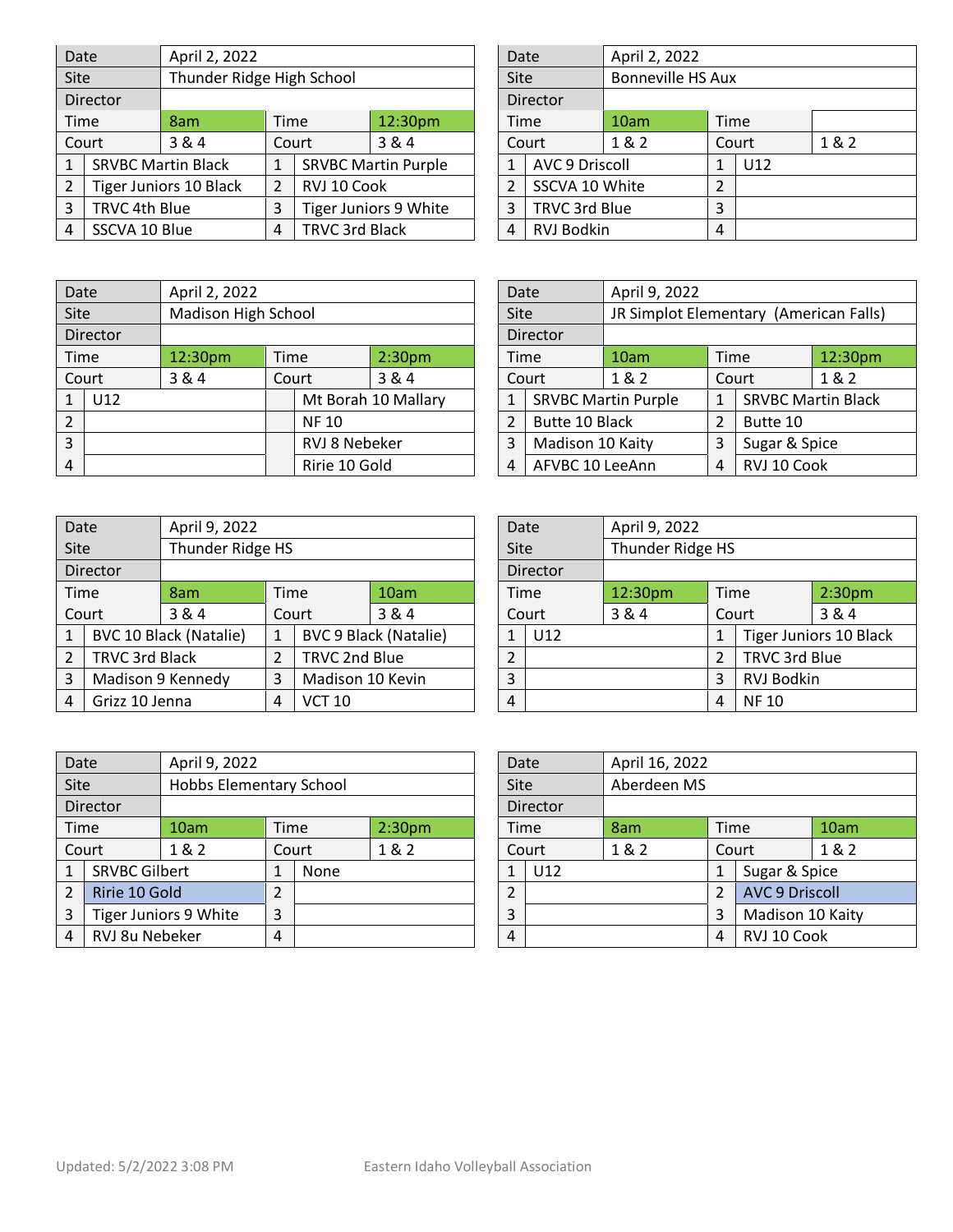| Date | April 2, 2022 | | |
|---|---|---|---|
| Site | Thunder Ridge High School | | |
| Director | | | |
| Time | 8am | Time | 12:30pm |
| Court | 3 & 4 | Court | 3 & 4 |
| 1 | SRVBC Martin Black | 1 | SRVBC Martin Purple |
| 2 | Tiger Juniors 10 Black | 2 | RVJ 10 Cook |
| 3 | TRVC 4th Blue | 3 | Tiger Juniors 9 White |
| 4 | SSCVA 10 Blue | 4 | TRVC 3rd Black |

| Date | April 2, 2022 | | |
|---|---|---|---|
| Site | Bonneville HS Aux | | |
| Director | | | |
| Time | 10am | Time | |
| Court | 1 & 2 | Court | 1 & 2 |
| 1 | AVC 9 Driscoll | 1 | U12 |
| 2 | SSCVA 10 White | 2 | |
| 3 | TRVC 3rd Blue | 3 | |
| 4 | RVJ Bodkin | 4 | |

| Date | April 2, 2022 | | |
|---|---|---|---|
| Site | Madison High School | | |
| Director | | | |
| Time | 12:30pm | Time | 2:30pm |
| Court | 3 & 4 | Court | 3 & 4 |
| 1 | U12 | | Mt Borah 10 Mallary |
| 2 | | | NF 10 |
| 3 | | | RVJ 8 Nebeker |
| 4 | | | Ririe 10 Gold |

| Date | April 9, 2022 | | |
|---|---|---|---|
| Site | JR Simplot Elementary (American Falls) | | |
| Director | | | |
| Time | 10am | Time | 12:30pm |
| Court | 1 & 2 | Court | 1 & 2 |
| 1 | SRVBC Martin Purple | 1 | SRVBC Martin Black |
| 2 | Butte 10 Black | 2 | Butte 10 |
| 3 | Madison 10 Kaity | 3 | Sugar & Spice |
| 4 | AFVBC 10 LeeAnn | 4 | RVJ 10 Cook |

| Date | April 9, 2022 | | |
|---|---|---|---|
| Site | Thunder Ridge HS | | |
| Director | | | |
| Time | 8am | Time | 10am |
| Court | 3 & 4 | Court | 3 & 4 |
| 1 | BVC 10 Black (Natalie) | 1 | BVC 9 Black (Natalie) |
| 2 | TRVC 3rd Black | 2 | TRVC 2nd Blue |
| 3 | Madison 9 Kennedy | 3 | Madison 10 Kevin |
| 4 | Grizz 10 Jenna | 4 | VCT 10 |

| Date | April 9, 2022 | | |
|---|---|---|---|
| Site | Thunder Ridge HS | | |
| Director | | | |
| Time | 12:30pm | Time | 2:30pm |
| Court | 3 & 4 | Court | 3 & 4 |
| 1 | U12 | 1 | Tiger Juniors 10 Black |
| 2 | | 2 | TRVC 3rd Blue |
| 3 | | 3 | RVJ Bodkin |
| 4 | | 4 | NF 10 |

| Date | April 9, 2022 | | |
|---|---|---|---|
| Site | Hobbs Elementary School | | |
| Director | | | |
| Time | 10am | Time | 2:30pm |
| Court | 1 & 2 | Court | 1 & 2 |
| 1 | SRVBC Gilbert | 1 | None |
| 2 | Ririe 10 Gold | 2 | |
| 3 | Tiger Juniors 9 White | 3 | |
| 4 | RVJ 8u Nebeker | 4 | |

| Date | April 16, 2022 | | |
|---|---|---|---|
| Site | Aberdeen MS | | |
| Director | | | |
| Time | 8am | Time | 10am |
| Court | 1 & 2 | Court | 1 & 2 |
| 1 | U12 | 1 | Sugar & Spice |
| 2 | | 2 | AVC 9 Driscoll |
| 3 | | 3 | Madison 10 Kaity |
| 4 | | 4 | RVJ 10 Cook |

Updated: 5/2/2022 3:08 PM Eastern Idaho Volleyball Association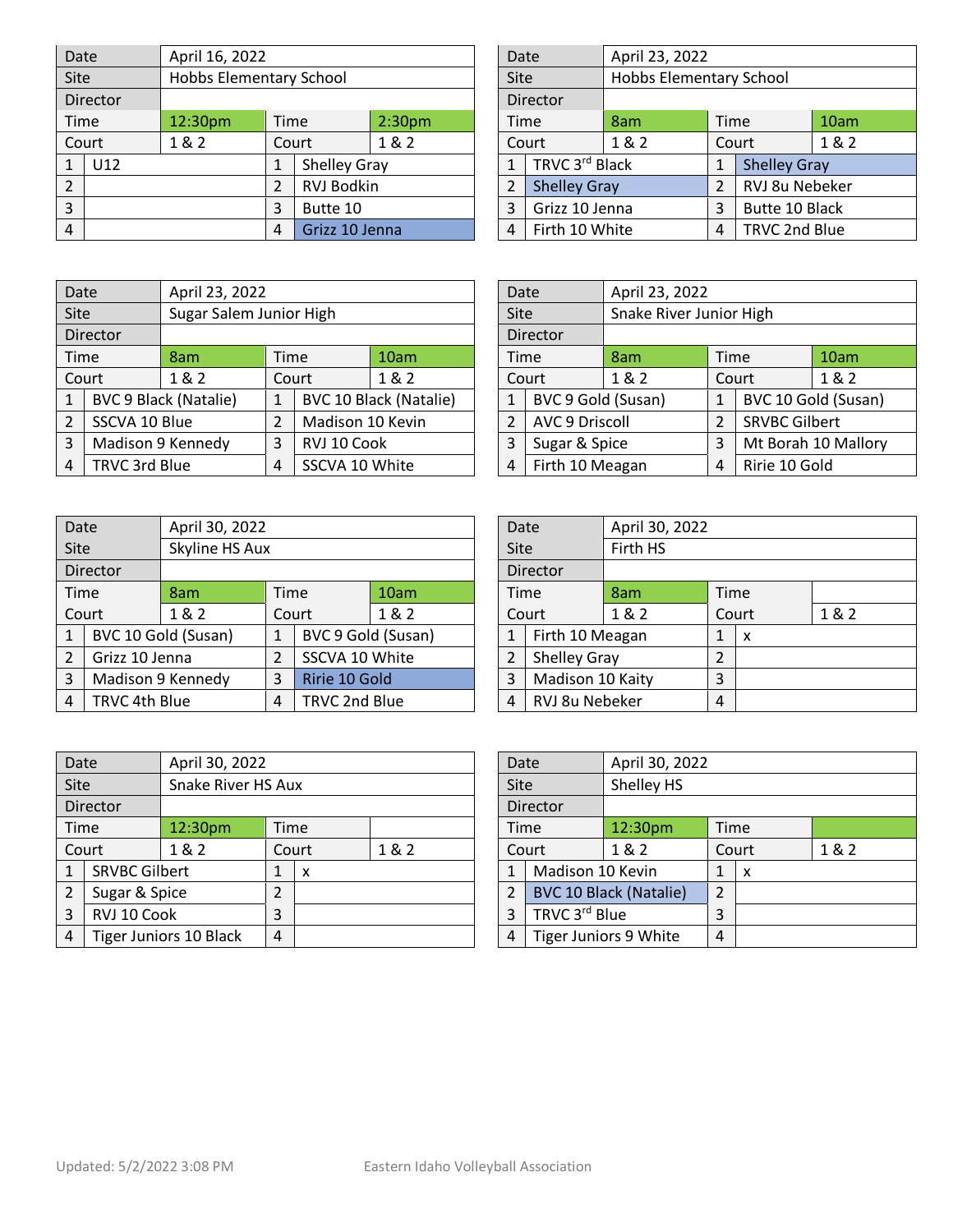| Date | April 16, 2022 | | |
|---|---|---|---|
| Site | Hobbs Elementary School | | |
| Director | | | |
| Time | 12:30pm | Time | 2:30pm |
| Court | 1 & 2 | Court | 1 & 2 |
| 1 | U12 | 1 | Shelley Gray |
| 2 | | 2 | RVJ Bodkin |
| 3 | | 3 | Butte 10 |
| 4 | | 4 | Grizz 10 Jenna |

| Date | April 23, 2022 | | |
|---|---|---|---|
| Site | Hobbs Elementary School | | |
| Director | | | |
| Time | 8am | Time | 10am |
| Court | 1 & 2 | Court | 1 & 2 |
| 1 | TRVC 3rd Black | 1 | Shelley Gray |
| 2 | Shelley Gray | 2 | RVJ 8u Nebeker |
| 3 | Grizz 10 Jenna | 3 | Butte 10 Black |
| 4 | Firth 10 White | 4 | TRVC 2nd Blue |

| Date | April 23, 2022 | | |
|---|---|---|---|
| Site | Sugar Salem Junior High | | |
| Director | | | |
| Time | 8am | Time | 10am |
| Court | 1 & 2 | Court | 1 & 2 |
| 1 | BVC 9 Black (Natalie) | 1 | BVC 10 Black (Natalie) |
| 2 | SSCVA 10 Blue | 2 | Madison 10 Kevin |
| 3 | Madison 9 Kennedy | 3 | RVJ 10 Cook |
| 4 | TRVC 3rd Blue | 4 | SSCVA 10 White |

| Date | April 23, 2022 | | |
|---|---|---|---|
| Site | Snake River Junior High | | |
| Director | | | |
| Time | 8am | Time | 10am |
| Court | 1 & 2 | Court | 1 & 2 |
| 1 | BVC 9 Gold (Susan) | 1 | BVC 10 Gold (Susan) |
| 2 | AVC 9 Driscoll | 2 | SRVBC Gilbert |
| 3 | Sugar & Spice | 3 | Mt Borah 10 Mallory |
| 4 | Firth 10 Meagan | 4 | Ririe 10 Gold |

| Date | April 30, 2022 | | |
|---|---|---|---|
| Site | Skyline HS Aux | | |
| Director | | | |
| Time | 8am | Time | 10am |
| Court | 1 & 2 | Court | 1 & 2 |
| 1 | BVC 10 Gold (Susan) | 1 | BVC 9 Gold (Susan) |
| 2 | Grizz 10 Jenna | 2 | SSCVA 10 White |
| 3 | Madison 9 Kennedy | 3 | Ririe 10 Gold |
| 4 | TRVC 4th Blue | 4 | TRVC 2nd Blue |

| Date | April 30, 2022 | | |
|---|---|---|---|
| Site | Firth HS | | |
| Director | | | |
| Time | 8am | Time | |
| Court | 1 & 2 | Court | 1 & 2 |
| 1 | Firth 10 Meagan | 1 | x |
| 2 | Shelley Gray | 2 | |
| 3 | Madison 10 Kaity | 3 | |
| 4 | RVJ 8u Nebeker | 4 | |

| Date | April 30, 2022 | | |
|---|---|---|---|
| Site | Snake River HS Aux | | |
| Director | | | |
| Time | 12:30pm | Time | |
| Court | 1 & 2 | Court | 1 & 2 |
| 1 | SRVBC Gilbert | 1 | x |
| 2 | Sugar & Spice | 2 | |
| 3 | RVJ 10 Cook | 3 | |
| 4 | Tiger Juniors 10 Black | 4 | |

| Date | April 30, 2022 | | |
|---|---|---|---|
| Site | Shelley HS | | |
| Director | | | |
| Time | 12:30pm | Time | |
| Court | 1 & 2 | Court | 1 & 2 |
| 1 | Madison 10 Kevin | 1 | x |
| 2 | BVC 10 Black (Natalie) | 2 | |
| 3 | TRVC 3rd Blue | 3 | |
| 4 | Tiger Juniors 9 White | 4 | |

Updated: 5/2/2022 3:08 PM

Eastern Idaho Volleyball Association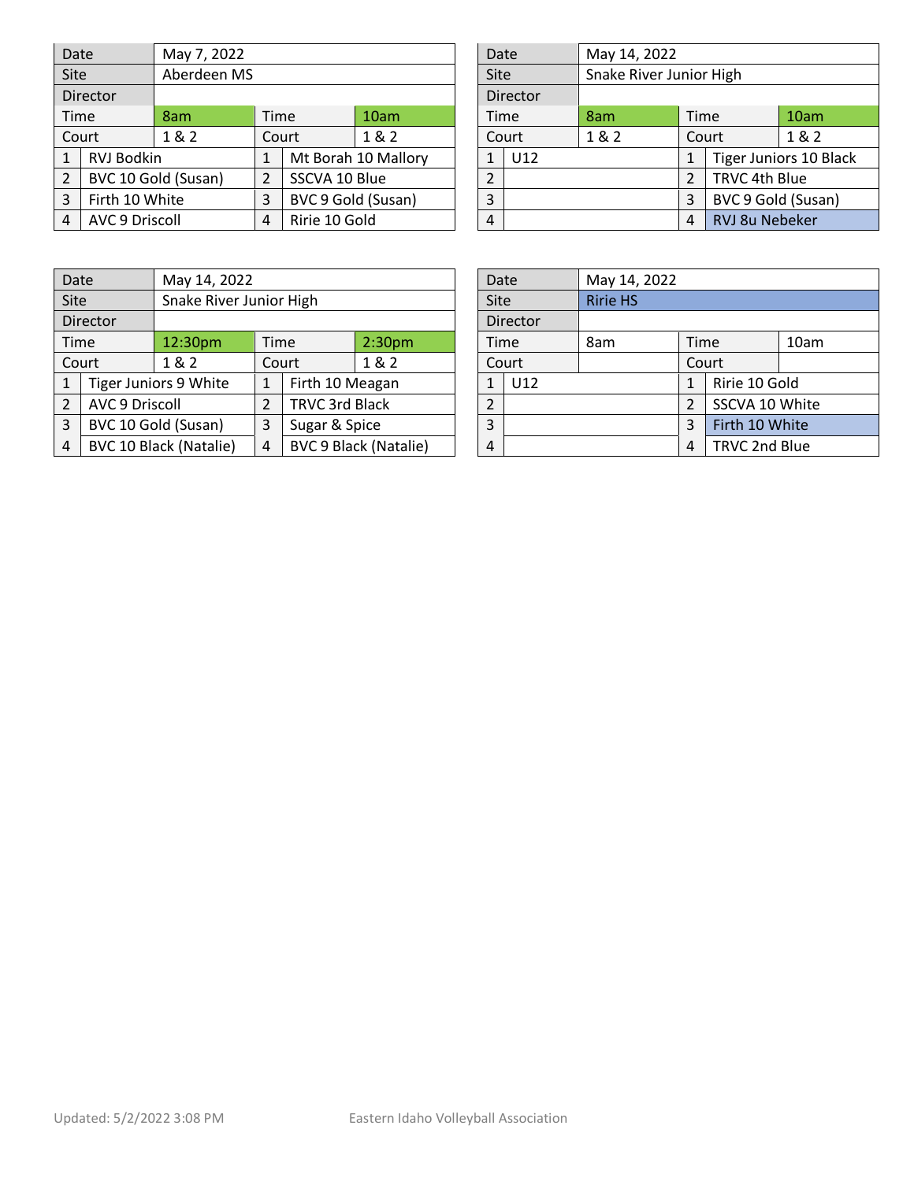| | | | | | |
|---|---|---|---|---|---|
| Date | | May 7, 2022 | | | |
| Site | | Aberdeen MS | | | |
| Director | | | | | |
| Time | | 8am | Time | | 10am |
| Court | | 1 & 2 | Court | | 1 & 2 |
| 1 | RVJ Bodkin | | 1 | Mt Borah 10 Mallory | |
| 2 | BVC 10 Gold (Susan) | | 2 | SSCVA 10 Blue | |
| 3 | Firth 10 White | | 3 | BVC 9 Gold (Susan) | |
| 4 | AVC 9 Driscoll | | 4 | Ririe 10 Gold | |

| | | | | | |
|---|---|---|---|---|---|
| Date | | May 14, 2022 | | | |
| Site | | Snake River Junior High | | | |
| Director | | | | | |
| Time | | 8am | Time | | 10am |
| Court | | 1 & 2 | Court | | 1 & 2 |
| 1 | U12 | | 1 | Tiger Juniors 10 Black | |
| 2 | | | 2 | TRVC 4th Blue | |
| 3 | | | 3 | BVC 9 Gold (Susan) | |
| 4 | | | 4 | RVJ 8u Nebeker | |

| | | | | | |
|---|---|---|---|---|---|
| Date | | May 14, 2022 | | | |
| Site | | Snake River Junior High | | | |
| Director | | | | | |
| Time | | 12:30pm | Time | | 2:30pm |
| Court | | 1 & 2 | Court | | 1 & 2 |
| 1 | Tiger Juniors 9 White | | 1 | Firth 10 Meagan | |
| 2 | AVC 9 Driscoll | | 2 | TRVC 3rd Black | |
| 3 | BVC 10 Gold (Susan) | | 3 | Sugar & Spice | |
| 4 | BVC 10 Black (Natalie) | | 4 | BVC 9 Black (Natalie) | |

| | | | | | |
|---|---|---|---|---|---|
| Date | | May 14, 2022 | | | |
| Site | | Ririe HS | | | |
| Director | | | | | |
| Time | | 8am | Time | | 10am |
| Court | | | Court | | |
| 1 | U12 | | 1 | Ririe 10 Gold | |
| 2 | | | 2 | SSCVA 10 White | |
| 3 | | | 3 | Firth 10 White | |
| 4 | | | 4 | TRVC 2nd Blue | |

Updated: 5/2/2022 3:08 PM

Eastern Idaho Volleyball Association